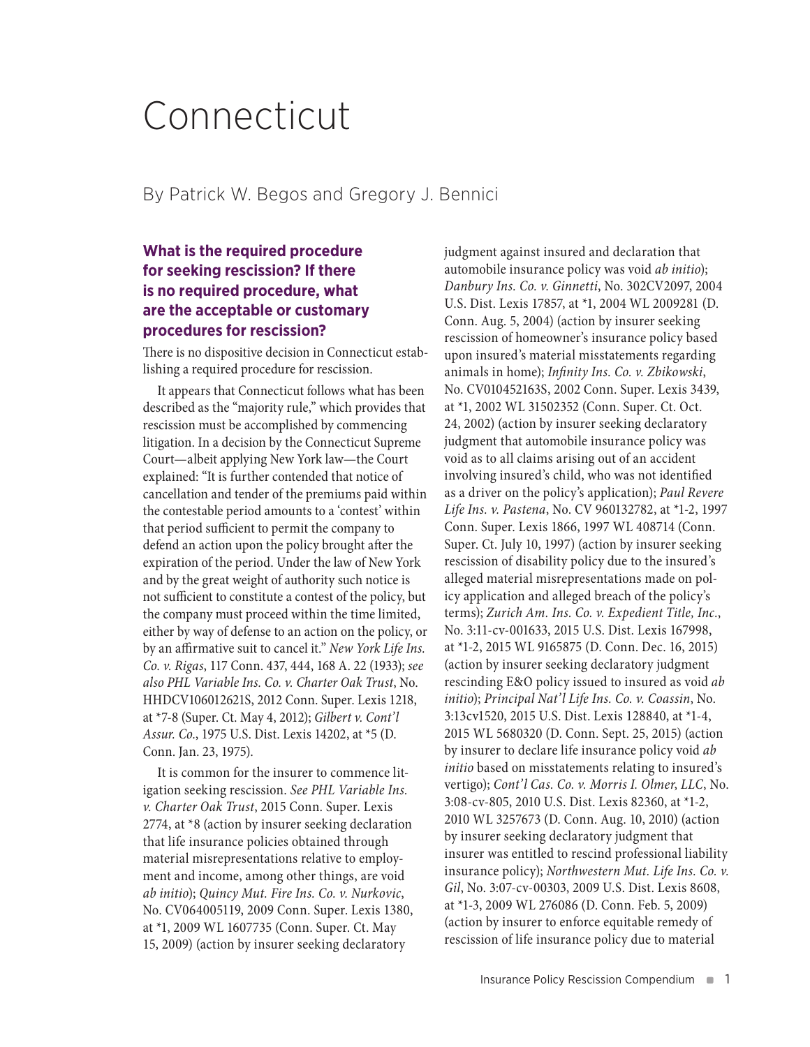# Connecticut

By Patrick W. Begos and Gregory J. Bennici

### What is the required procedure for seeking rescission? If there is no required procedure, what are the acceptable or customary procedures for rescission?

There is no dispositive decision in Connecticut establishing a required procedure for rescission.

It appears that Connecticut follows what has been described as the "majority rule," which provides that rescission must be accomplished by commencing litigation. In a decision by the Connecticut Supreme Court—albeit applying New York law—the Court explained: "It is further contended that notice of cancellation and tender of the premiums paid within the contestable period amounts to a 'contest' within that period sufficient to permit the company to defend an action upon the policy brought after the expiration of the period. Under the law of New York and by the great weight of authority such notice is not sufficient to constitute a contest of the policy, but the company must proceed within the time limited, either by way of defense to an action on the policy, or by an affirmative suit to cancel it." *New York Life Ins. Co. v. Rigas*, 117 Conn. 437, 444, 168 A. 22 (1933); *see also PHL Variable Ins. Co. v. Charter Oak Trust*, No. HHDCV106012621S, 2012 Conn. Super. Lexis 1218, at *7-8 (Super. Ct. May 4, 2012); *Gilbert v. Cont'l Assur. Co.*, 1975 U.S. Dist. Lexis 14202, at *5 (D. Conn. Jan. 23, 1975).

It is common for the insurer to commence litigation seeking rescission. *See PHL Variable Ins. v. Charter Oak Trust*, 2015 Conn. Super. Lexis 2774, at *8 (action by insurer seeking declaration that life insurance policies obtained through material misrepresentations relative to employment and income, among other things, are void *ab initio*); *Quincy Mut. Fire Ins. Co. v. Nurkovic*, No. CV064005119, 2009 Conn. Super. Lexis 1380, at *1, 2009 WL 1607735 (Conn. Super. Ct. May 15, 2009) (action by insurer seeking declaratory judgment against insured and declaration that automobile insurance policy was void *ab initio*); *Danbury Ins. Co. v. Ginnetti*, No. 302CV2097, 2004 U.S. Dist. Lexis 17857, at *1, 2004 WL 2009281 (D. Conn. Aug. 5, 2004) (action by insurer seeking rescission of homeowner's insurance policy based upon insured's material misstatements regarding animals in home); *Infinity Ins. Co. v. Zbikowski*, No. CV010452163S, 2002 Conn. Super. Lexis 3439, at *1, 2002 WL 31502352 (Conn. Super. Ct. Oct. 24, 2002) (action by insurer seeking declaratory judgment that automobile insurance policy was void as to all claims arising out of an accident involving insured's child, who was not identified as a driver on the policy's application); *Paul Revere Life Ins. v. Pastena*, No. CV 960132782, at *1-2, 1997 Conn. Super. Lexis 1866, 1997 WL 408714 (Conn. Super. Ct. July 10, 1997) (action by insurer seeking rescission of disability policy due to the insured's alleged material misrepresentations made on policy application and alleged breach of the policy's terms); *Zurich Am. Ins. Co. v. Expedient Title, Inc.*, No. 3:11-cv-001633, 2015 U.S. Dist. Lexis 167998, at *1-2, 2015 WL 9165875 (D. Conn. Dec. 16, 2015) (action by insurer seeking declaratory judgment rescinding E&O policy issued to insured as void *ab initio*); *Principal Nat'l Life Ins. Co. v. Coassin*, No. 3:13cv1520, 2015 U.S. Dist. Lexis 128840, at *1-4, 2015 WL 5680320 (D. Conn. Sept. 25, 2015) (action by insurer to declare life insurance policy void *ab initio* based on misstatements relating to insured's vertigo); *Cont'l Cas. Co. v. Morris I. Olmer, LLC*, No. 3:08-cv-805, 2010 U.S. Dist. Lexis 82360, at *1-2, 2010 WL 3257673 (D. Conn. Aug. 10, 2010) (action by insurer seeking declaratory judgment that insurer was entitled to rescind professional liability insurance policy); *Northwestern Mut. Life Ins. Co. v. Gil*, No. 3:07-cv-00303, 2009 U.S. Dist. Lexis 8608, at *1-3, 2009 WL 276086 (D. Conn. Feb. 5, 2009) (action by insurer to enforce equitable remedy of rescission of life insurance policy due to material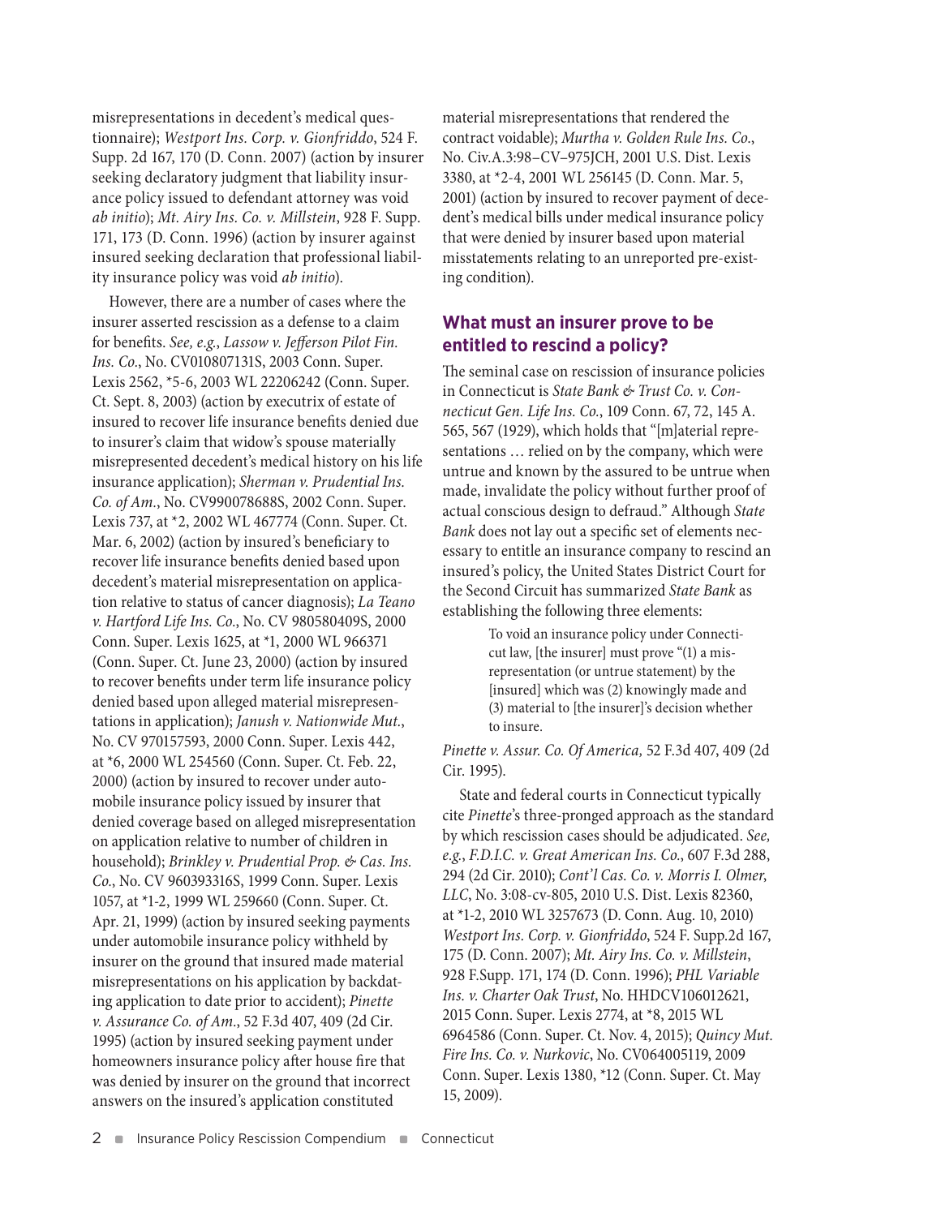misrepresentations in decedent's medical questionnaire); *Westport Ins. Corp. v. Gionfriddo*, 524 F. Supp. 2d 167, 170 (D. Conn. 2007) (action by insurer seeking declaratory judgment that liability insurance policy issued to defendant attorney was void *ab initio*); *Mt. Airy Ins. Co. v. Millstein*, 928 F. Supp. 171, 173 (D. Conn. 1996) (action by insurer against insured seeking declaration that professional liability insurance policy was void *ab initio*).

However, there are a number of cases where the insurer asserted rescission as a defense to a claim for benefits. *See, e.g.*, *Lassow v. Jefferson Pilot Fin. Ins. Co.*, No. CV010807131S, 2003 Conn. Super. Lexis 2562, *5-6, 2003 WL 22206242 (Conn. Super. Ct. Sept. 8, 2003) (action by executrix of estate of insured to recover life insurance benefits denied due to insurer's claim that widow's spouse materially misrepresented decedent's medical history on his life insurance application); *Sherman v. Prudential Ins. Co. of Am.*, No. CV990078688S, 2002 Conn. Super. Lexis 737, at *2, 2002 WL 467774 (Conn. Super. Ct. Mar. 6, 2002) (action by insured's beneficiary to recover life insurance benefits denied based upon decedent's material misrepresentation on application relative to status of cancer diagnosis); *La Teano v. Hartford Life Ins. Co.*, No. CV 980580409S, 2000 Conn. Super. Lexis 1625, at *1, 2000 WL 966371 (Conn. Super. Ct. June 23, 2000) (action by insured to recover benefits under term life insurance policy denied based upon alleged material misrepresentations in application); *Janush v. Nationwide Mut.*, No. CV 970157593, 2000 Conn. Super. Lexis 442, at *6, 2000 WL 254560 (Conn. Super. Ct. Feb. 22, 2000) (action by insured to recover under automobile insurance policy issued by insurer that denied coverage based on alleged misrepresentation on application relative to number of children in household); *Brinkley v. Prudential Prop. & Cas. Ins. Co.*, No. CV 960393316S, 1999 Conn. Super. Lexis 1057, at *1-2, 1999 WL 259660 (Conn. Super. Ct. Apr. 21, 1999) (action by insured seeking payments under automobile insurance policy withheld by insurer on the ground that insured made material misrepresentations on his application by backdating application to date prior to accident); *Pinette v. Assurance Co. of Am.*, 52 F.3d 407, 409 (2d Cir. 1995) (action by insured seeking payment under homeowners insurance policy after house fire that was denied by insurer on the ground that incorrect answers on the insured's application constituted material misrepresentations that rendered the contract voidable); *Murtha v. Golden Rule Ins. Co.*, No. Civ.A.3:98–CV–975JCH, 2001 U.S. Dist. Lexis 3380, at *2-4, 2001 WL 256145 (D. Conn. Mar. 5, 2001) (action by insured to recover payment of decedent's medical bills under medical insurance policy that were denied by insurer based upon material misstatements relating to an unreported pre-existing condition).

## What must an insurer prove to be entitled to rescind a policy?

The seminal case on rescission of insurance policies in Connecticut is *State Bank & Trust Co. v. Connecticut Gen. Life Ins. Co.*, 109 Conn. 67, 72, 145 A. 565, 567 (1929), which holds that "[m]aterial representations … relied on by the company, which were untrue and known by the assured to be untrue when made, invalidate the policy without further proof of actual conscious design to defraud." Although *State Bank* does not lay out a specific set of elements necessary to entitle an insurance company to rescind an insured's policy, the United States District Court for the Second Circuit has summarized *State Bank* as establishing the following three elements:

> To void an insurance policy under Connecticut law, [the insurer] must prove "(1) a misrepresentation (or untrue statement) by the [insured] which was (2) knowingly made and (3) material to [the insurer]'s decision whether to insure.

*Pinette v. Assur. Co. Of America,* 52 F.3d 407, 409 (2d Cir. 1995).

State and federal courts in Connecticut typically cite *Pinette*'s three-pronged approach as the standard by which rescission cases should be adjudicated. *See, e.g.*, *F.D.I.C. v. Great American Ins. Co.*, 607 F.3d 288, 294 (2d Cir. 2010); *Cont'l Cas. Co. v. Morris I. Olmer, LLC*, No. 3:08-cv-805, 2010 U.S. Dist. Lexis 82360, at *1-2, 2010 WL 3257673 (D. Conn. Aug. 10, 2010) *Westport Ins. Corp. v. Gionfriddo*, 524 F. Supp.2d 167, 175 (D. Conn. 2007); *Mt. Airy Ins. Co. v. Millstein*, 928 F.Supp. 171, 174 (D. Conn. 1996); *PHL Variable Ins. v. Charter Oak Trust*, No. HHDCV106012621, 2015 Conn. Super. Lexis 2774, at *8, 2015 WL 6964586 (Conn. Super. Ct. Nov. 4, 2015); *Quincy Mut. Fire Ins. Co. v. Nurkovic*, No. CV064005119, 2009 Conn. Super. Lexis 1380, *12 (Conn. Super. Ct. May 15, 2009).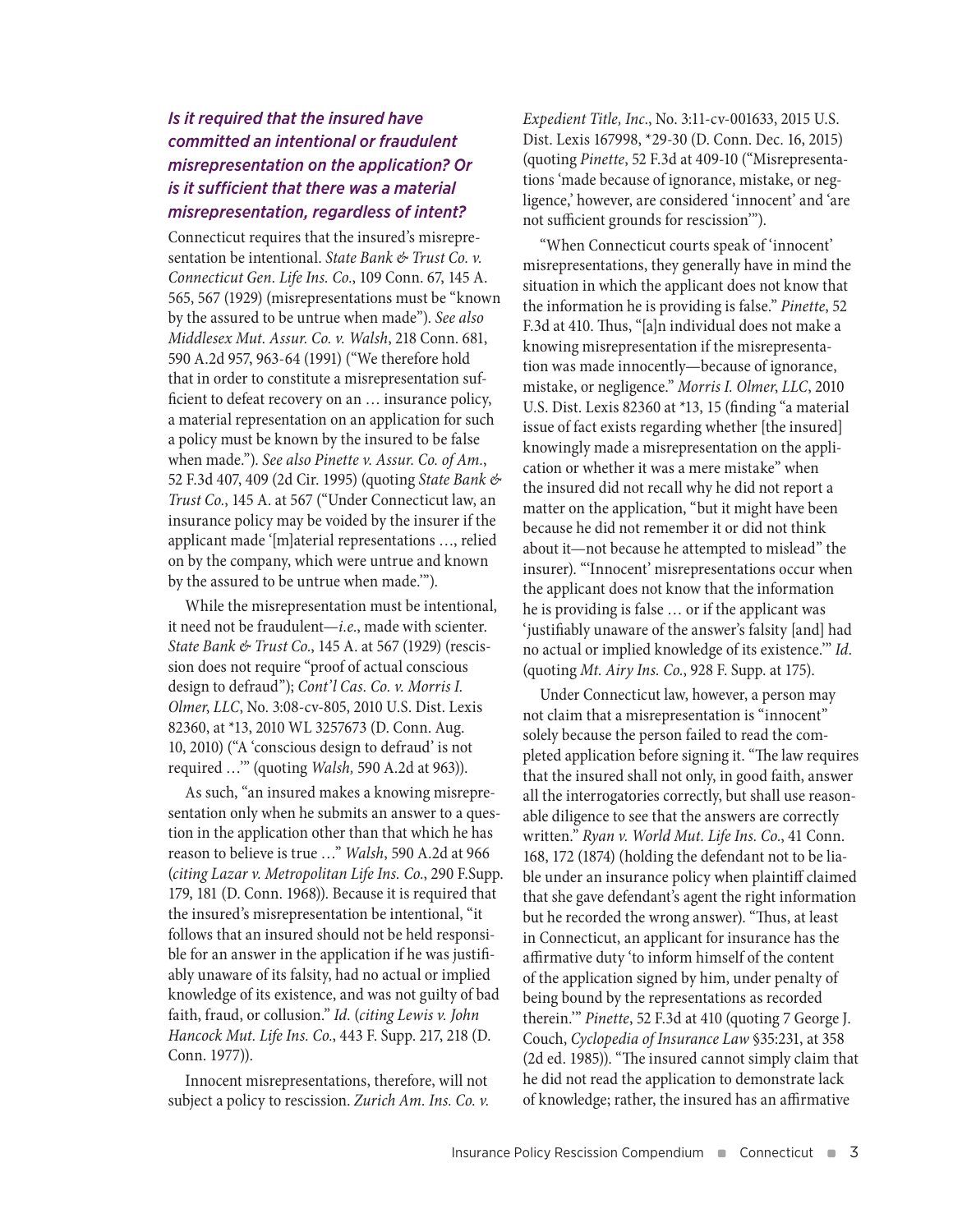### *Is it required that the insured have committed an intentional or fraudulent misrepresentation on the application? Or is it sufficient that there was a material misrepresentation, regardless of intent?*

Connecticut requires that the insured's misrepresentation be intentional. *State Bank & Trust Co. v. Connecticut Gen. Life Ins. Co.*, 109 Conn. 67, 145 A. 565, 567 (1929) (misrepresentations must be "known by the assured to be untrue when made"). *See also Middlesex Mut. Assur. Co. v. Walsh*, 218 Conn. 681, 590 A.2d 957, 963-64 (1991) ("We therefore hold that in order to constitute a misrepresentation sufficient to defeat recovery on an … insurance policy, a material representation on an application for such a policy must be known by the insured to be false when made."). *See also Pinette v. Assur. Co. of Am.*, 52 F.3d 407, 409 (2d Cir. 1995) (quoting *State Bank & Trust Co.*, 145 A. at 567 ("Under Connecticut law, an insurance policy may be voided by the insurer if the applicant made '[m]aterial representations …, relied on by the company, which were untrue and known by the assured to be untrue when made.'").

While the misrepresentation must be intentional, it need not be fraudulent—*i.e.*, made with scienter. *State Bank & Trust Co.*, 145 A. at 567 (1929) (rescission does not require "proof of actual conscious design to defraud"); *Cont'l Cas. Co. v. Morris I. Olmer, LLC*, No. 3:08-cv-805, 2010 U.S. Dist. Lexis 82360, at *13, 2010 WL 3257673 (D. Conn. Aug. 10, 2010) ("A 'conscious design to defraud' is not required …'" (quoting *Walsh,* 590 A.2d at 963)).

As such, "an insured makes a knowing misrepresentation only when he submits an answer to a question in the application other than that which he has reason to believe is true …" *Walsh*, 590 A.2d at 966 (*citing Lazar v. Metropolitan Life Ins. Co.*, 290 F.Supp. 179, 181 (D. Conn. 1968)). Because it is required that the insured's misrepresentation be intentional, "it follows that an insured should not be held responsible for an answer in the application if he was justifiably unaware of its falsity, had no actual or implied knowledge of its existence, and was not guilty of bad faith, fraud, or collusion." *Id.* (*citing Lewis v. John Hancock Mut. Life Ins. Co.*, 443 F. Supp. 217, 218 (D. Conn. 1977)).

Innocent misrepresentations, therefore, will not subject a policy to rescission. *Zurich Am. Ins. Co. v. Expedient Title, Inc.*, No. 3:11-cv-001633, 2015 U.S. Dist. Lexis 167998, *29-30 (D. Conn. Dec. 16, 2015) (quoting *Pinette*, 52 F.3d at 409-10 ("Misrepresentations 'made because of ignorance, mistake, or negligence,' however, are considered 'innocent' and 'are not sufficient grounds for rescission'")).

"When Connecticut courts speak of 'innocent' misrepresentations, they generally have in mind the situation in which the applicant does not know that the information he is providing is false." *Pinette*, 52 F.3d at 410. Thus, "[a]n individual does not make a knowing misrepresentation if the misrepresentation was made innocently—because of ignorance, mistake, or negligence." *Morris I. Olmer, LLC*, 2010 U.S. Dist. Lexis 82360 at *13, 15 (finding "a material issue of fact exists regarding whether [the insured] knowingly made a misrepresentation on the application or whether it was a mere mistake" when the insured did not recall why he did not report a matter on the application, "but it might have been because he did not remember it or did not think about it—not because he attempted to mislead" the insurer). "'Innocent' misrepresentations occur when the applicant does not know that the information he is providing is false … or if the applicant was 'justifiably unaware of the answer's falsity [and] had no actual or implied knowledge of its existence.'" *Id.* (quoting *Mt. Airy Ins. Co.*, 928 F. Supp. at 175).

Under Connecticut law, however, a person may not claim that a misrepresentation is "innocent" solely because the person failed to read the completed application before signing it. "The law requires that the insured shall not only, in good faith, answer all the interrogatories correctly, but shall use reasonable diligence to see that the answers are correctly written." *Ryan v. World Mut. Life Ins. Co.*, 41 Conn. 168, 172 (1874) (holding the defendant not to be liable under an insurance policy when plaintiff claimed that she gave defendant's agent the right information but he recorded the wrong answer). "Thus, at least in Connecticut, an applicant for insurance has the affirmative duty 'to inform himself of the content of the application signed by him, under penalty of being bound by the representations as recorded therein.'" *Pinette*, 52 F.3d at 410 (quoting 7 George J. Couch, *Cyclopedia of Insurance Law* §35:231, at 358 (2d ed. 1985)). "The insured cannot simply claim that he did not read the application to demonstrate lack of knowledge; rather, the insured has an affirmative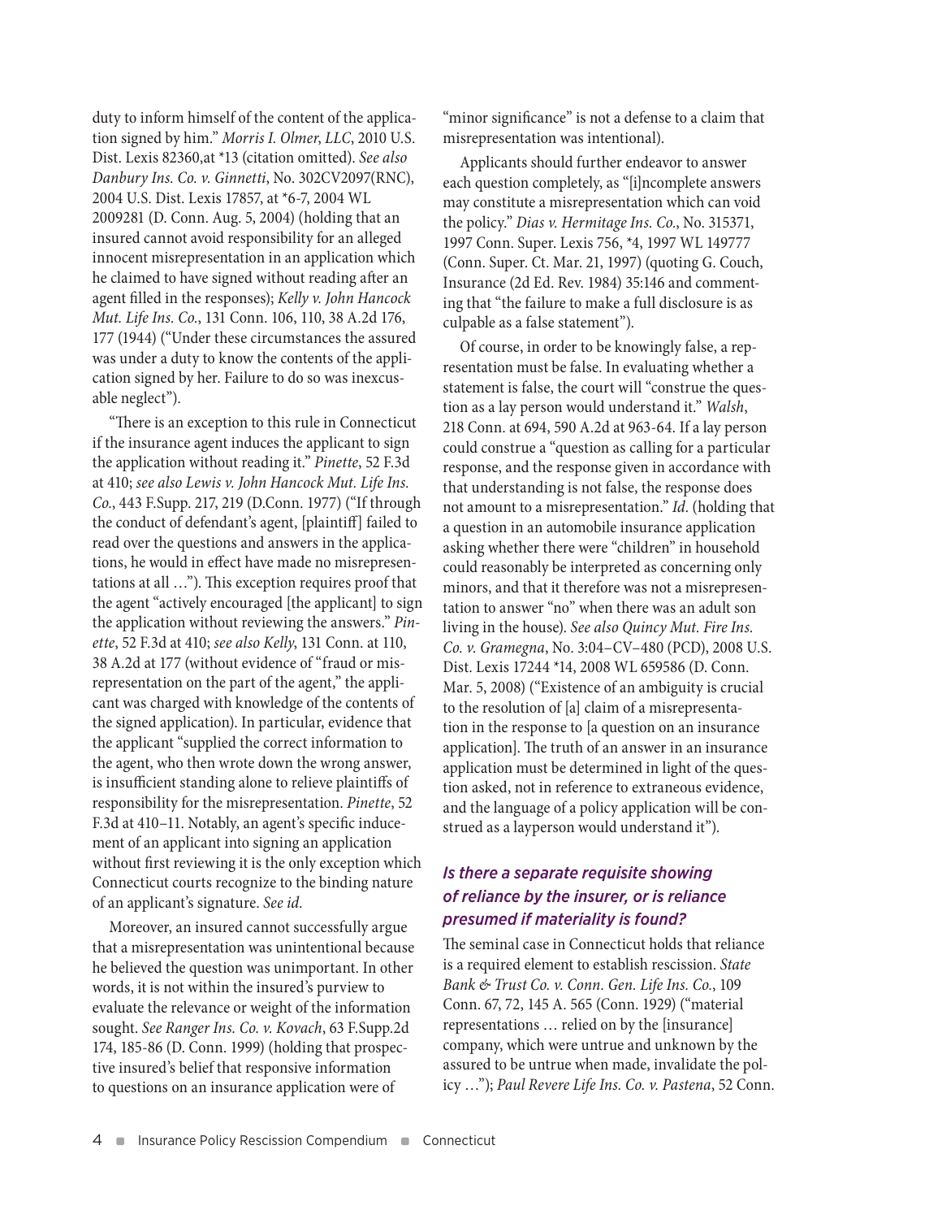duty to inform himself of the content of the application signed by him." *Morris I. Olmer, LLC*, 2010 U.S. Dist. Lexis 82360,at *13 (citation omitted). *See also Danbury Ins. Co. v. Ginnetti*, No. 302CV2097(RNC), 2004 U.S. Dist. Lexis 17857, at *6-7, 2004 WL 2009281 (D. Conn. Aug. 5, 2004) (holding that an insured cannot avoid responsibility for an alleged innocent misrepresentation in an application which he claimed to have signed without reading after an agent filled in the responses); *Kelly v. John Hancock Mut. Life Ins. Co.*, 131 Conn. 106, 110, 38 A.2d 176, 177 (1944) ("Under these circumstances the assured was under a duty to know the contents of the application signed by her. Failure to do so was inexcusable neglect").

"There is an exception to this rule in Connecticut if the insurance agent induces the applicant to sign the application without reading it." *Pinette*, 52 F.3d at 410; *see also Lewis v. John Hancock Mut. Life Ins. Co.*, 443 F.Supp. 217, 219 (D.Conn. 1977) ("If through the conduct of defendant's agent, [plaintiff] failed to read over the questions and answers in the applications, he would in effect have made no misrepresentations at all …"). This exception requires proof that the agent "actively encouraged [the applicant] to sign the application without reviewing the answers." *Pinette*, 52 F.3d at 410; *see also Kelly*, 131 Conn. at 110, 38 A.2d at 177 (without evidence of "fraud or misrepresentation on the part of the agent," the applicant was charged with knowledge of the contents of the signed application). In particular, evidence that the applicant "supplied the correct information to the agent, who then wrote down the wrong answer, is insufficient standing alone to relieve plaintiffs of responsibility for the misrepresentation. *Pinette*, 52 F.3d at 410–11. Notably, an agent's specific inducement of an applicant into signing an application without first reviewing it is the only exception which Connecticut courts recognize to the binding nature of an applicant's signature. *See id.*

Moreover, an insured cannot successfully argue that a misrepresentation was unintentional because he believed the question was unimportant. In other words, it is not within the insured's purview to evaluate the relevance or weight of the information sought. *See Ranger Ins. Co. v. Kovach*, 63 F.Supp.2d 174, 185-86 (D. Conn. 1999) (holding that prospective insured's belief that responsive information to questions on an insurance application were of "minor significance" is not a defense to a claim that misrepresentation was intentional).

Applicants should further endeavor to answer each question completely, as "[i]ncomplete answers may constitute a misrepresentation which can void the policy." *Dias v. Hermitage Ins. Co.*, No. 315371, 1997 Conn. Super. Lexis 756, *4, 1997 WL 149777 (Conn. Super. Ct. Mar. 21, 1997) (quoting G. Couch, Insurance (2d Ed. Rev. 1984) 35:146 and commenting that "the failure to make a full disclosure is as culpable as a false statement").

Of course, in order to be knowingly false, a representation must be false. In evaluating whether a statement is false, the court will "construe the question as a lay person would understand it." *Walsh*, 218 Conn. at 694, 590 A.2d at 963-64. If a lay person could construe a "question as calling for a particular response, and the response given in accordance with that understanding is not false, the response does not amount to a misrepresentation." *Id.* (holding that a question in an automobile insurance application asking whether there were "children" in household could reasonably be interpreted as concerning only minors, and that it therefore was not a misrepresentation to answer "no" when there was an adult son living in the house). *See also Quincy Mut. Fire Ins. Co. v. Gramegna*, No. 3:04–CV–480 (PCD), 2008 U.S. Dist. Lexis 17244 *14, 2008 WL 659586 (D. Conn. Mar. 5, 2008) ("Existence of an ambiguity is crucial to the resolution of [a] claim of a misrepresentation in the response to [a question on an insurance application]. The truth of an answer in an insurance application must be determined in light of the question asked, not in reference to extraneous evidence, and the language of a policy application will be construed as a layperson would understand it").

### *Is there a separate requisite showing of reliance by the insurer, or is reliance presumed if materiality is found?*

The seminal case in Connecticut holds that reliance is a required element to establish rescission. *State Bank & Trust Co. v. Conn. Gen. Life Ins. Co.*, 109 Conn. 67, 72, 145 A. 565 (Conn. 1929) ("material representations … relied on by the [insurance] company, which were untrue and unknown by the assured to be untrue when made, invalidate the policy …"); *Paul Revere Life Ins. Co. v. Pastena*, 52 Conn.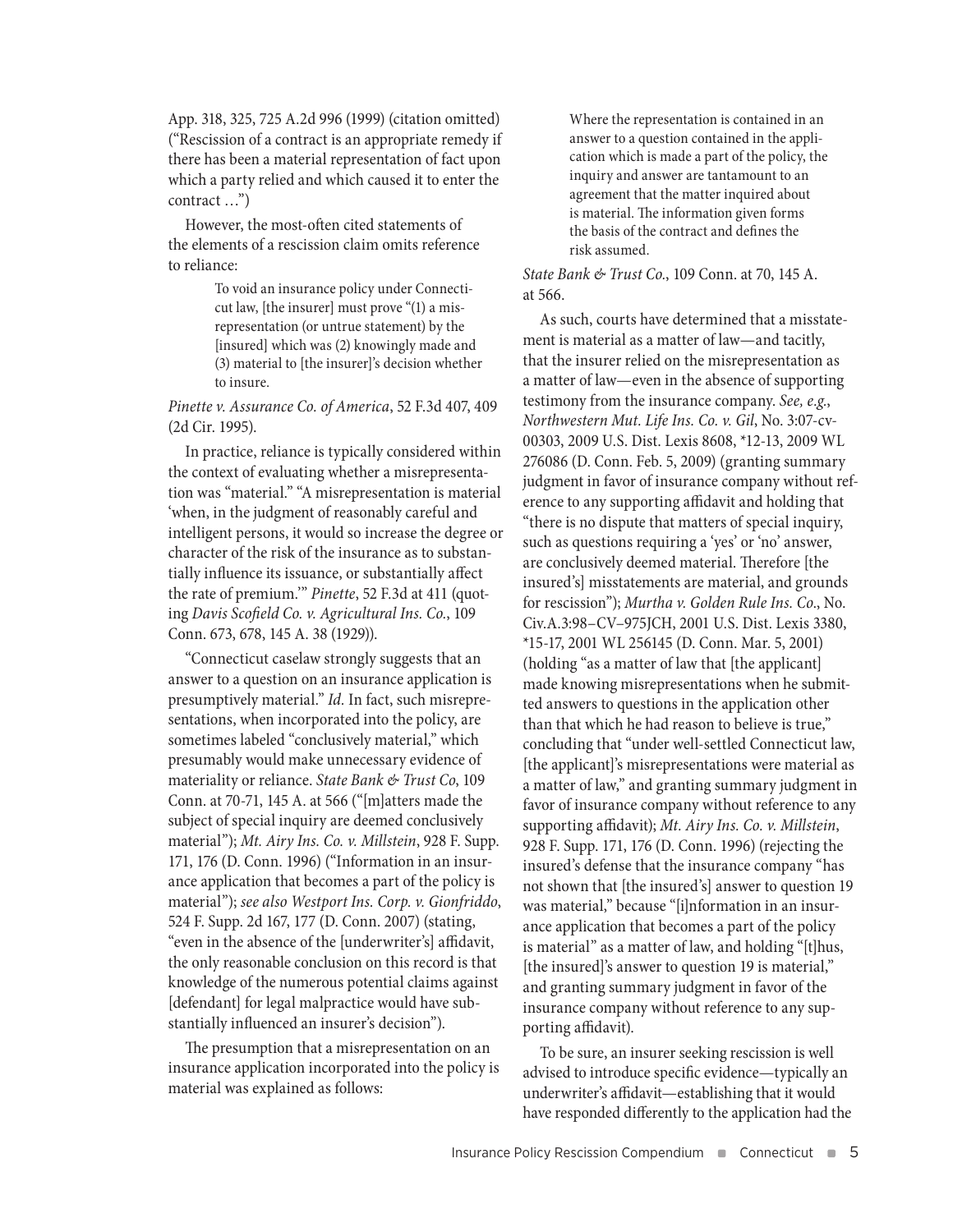App. 318, 325, 725 A.2d 996 (1999) (citation omitted) ("Rescission of a contract is an appropriate remedy if there has been a material representation of fact upon which a party relied and which caused it to enter the contract …")

However, the most-often cited statements of the elements of a rescission claim omits reference to reliance:

> To void an insurance policy under Connecticut law, [the insurer] must prove "(1) a misrepresentation (or untrue statement) by the [insured] which was (2) knowingly made and (3) material to [the insurer]'s decision whether to insure.

*Pinette v. Assurance Co. of America*, 52 F.3d 407, 409 (2d Cir. 1995).

In practice, reliance is typically considered within the context of evaluating whether a misrepresentation was "material." "A misrepresentation is material 'when, in the judgment of reasonably careful and intelligent persons, it would so increase the degree or character of the risk of the insurance as to substantially influence its issuance, or substantially affect the rate of premium.'" *Pinette*, 52 F.3d at 411 (quoting *Davis Scofield Co. v. Agricultural Ins. Co.*, 109 Conn. 673, 678, 145 A. 38 (1929)).

"Connecticut caselaw strongly suggests that an answer to a question on an insurance application is presumptively material." *Id.* In fact, such misrepresentations, when incorporated into the policy, are sometimes labeled "conclusively material," which presumably would make unnecessary evidence of materiality or reliance. *State Bank & Trust Co*, 109 Conn. at 70-71, 145 A. at 566 ("[m]atters made the subject of special inquiry are deemed conclusively material"); *Mt. Airy Ins. Co. v. Millstein*, 928 F. Supp. 171, 176 (D. Conn. 1996) ("Information in an insurance application that becomes a part of the policy is material"); *see also Westport Ins. Corp. v. Gionfriddo*, 524 F. Supp. 2d 167, 177 (D. Conn. 2007) (stating, "even in the absence of the [underwriter's] affidavit, the only reasonable conclusion on this record is that knowledge of the numerous potential claims against [defendant] for legal malpractice would have substantially influenced an insurer's decision").

The presumption that a misrepresentation on an insurance application incorporated into the policy is material was explained as follows:

> Where the representation is contained in an answer to a question contained in the application which is made a part of the policy, the inquiry and answer are tantamount to an agreement that the matter inquired about is material. The information given forms the basis of the contract and defines the risk assumed.

*State Bank & Trust Co.*, 109 Conn. at 70, 145 A. at 566.

As such, courts have determined that a misstatement is material as a matter of law—and tacitly, that the insurer relied on the misrepresentation as a matter of law—even in the absence of supporting testimony from the insurance company. *See, e.g.*, *Northwestern Mut. Life Ins. Co. v. Gil*, No. 3:07-cv-00303, 2009 U.S. Dist. Lexis 8608, *12-13, 2009 WL 276086 (D. Conn. Feb. 5, 2009) (granting summary judgment in favor of insurance company without reference to any supporting affidavit and holding that "there is no dispute that matters of special inquiry, such as questions requiring a 'yes' or 'no' answer, are conclusively deemed material. Therefore [the insured's] misstatements are material, and grounds for rescission"); *Murtha v. Golden Rule Ins. Co.*, No. Civ.A.3:98–CV–975JCH, 2001 U.S. Dist. Lexis 3380, *15-17, 2001 WL 256145 (D. Conn. Mar. 5, 2001) (holding "as a matter of law that [the applicant] made knowing misrepresentations when he submitted answers to questions in the application other than that which he had reason to believe is true," concluding that "under well-settled Connecticut law, [the applicant]'s misrepresentations were material as a matter of law," and granting summary judgment in favor of insurance company without reference to any supporting affidavit); *Mt. Airy Ins. Co. v. Millstein*, 928 F. Supp. 171, 176 (D. Conn. 1996) (rejecting the insured's defense that the insurance company "has not shown that [the insured's] answer to question 19 was material," because "[i]nformation in an insurance application that becomes a part of the policy is material" as a matter of law, and holding "[t]hus, [the insured]'s answer to question 19 is material," and granting summary judgment in favor of the insurance company without reference to any supporting affidavit).

To be sure, an insurer seeking rescission is well advised to introduce specific evidence—typically an underwriter's affidavit—establishing that it would have responded differently to the application had the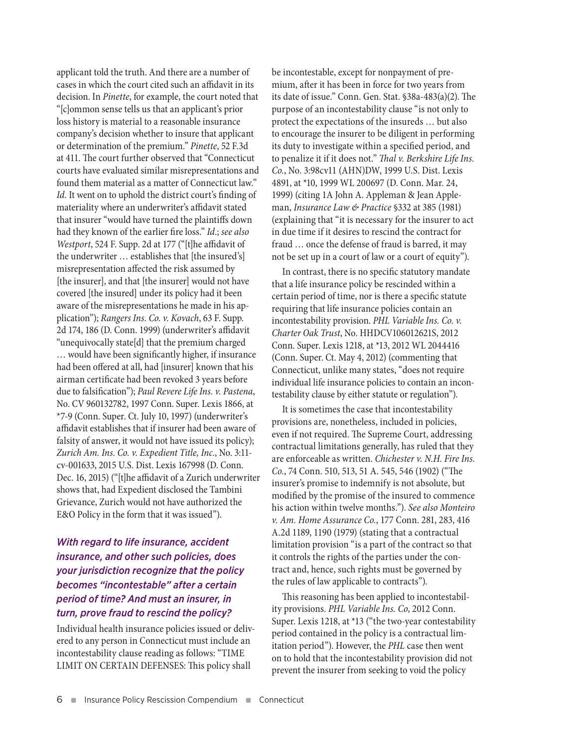applicant told the truth. And there are a number of cases in which the court cited such an affidavit in its decision. In *Pinette*, for example, the court noted that "[c]ommon sense tells us that an applicant's prior loss history is material to a reasonable insurance company's decision whether to insure that applicant or determination of the premium." *Pinette*, 52 F.3d at 411. The court further observed that "Connecticut courts have evaluated similar misrepresentations and found them material as a matter of Connecticut law." *Id.* It went on to uphold the district court's finding of materiality where an underwriter's affidavit stated that insurer "would have turned the plaintiffs down had they known of the earlier fire loss." *Id.*; *see also Westport*, 524 F. Supp. 2d at 177 ("[t]he affidavit of the underwriter … establishes that [the insured's] misrepresentation affected the risk assumed by [the insurer], and that [the insurer] would not have covered [the insured] under its policy had it been aware of the misrepresentations he made in his application"); *Rangers Ins. Co. v. Kovach*, 63 F. Supp. 2d 174, 186 (D. Conn. 1999) (underwriter's affidavit "unequivocally state[d] that the premium charged … would have been significantly higher, if insurance had been offered at all, had [insurer] known that his airman certificate had been revoked 3 years before due to falsification"); *Paul Revere Life Ins. v. Pastena*, No. CV 960132782, 1997 Conn. Super. Lexis 1866, at *7-9 (Conn. Super. Ct. July 10, 1997) (underwriter's affidavit establishes that if insurer had been aware of falsity of answer, it would not have issued its policy); *Zurich Am. Ins. Co. v. Expedient Title, Inc.*, No. 3:11-cv-001633, 2015 U.S. Dist. Lexis 167998 (D. Conn. Dec. 16, 2015) ("[t]he affidavit of a Zurich underwriter shows that, had Expedient disclosed the Tambini Grievance, Zurich would not have authorized the E&O Policy in the form that it was issued").

### *With regard to life insurance, accident insurance, and other such policies, does your jurisdiction recognize that the policy becomes "incontestable" after a certain period of time? And must an insurer, in turn, prove fraud to rescind the policy?*

Individual health insurance policies issued or delivered to any person in Connecticut must include an incontestability clause reading as follows: "TIME LIMIT ON CERTAIN DEFENSES: This policy shall be incontestable, except for nonpayment of premium, after it has been in force for two years from its date of issue." Conn. Gen. Stat. §38a-483(a)(2). The purpose of an incontestability clause "is not only to protect the expectations of the insureds … but also to encourage the insurer to be diligent in performing its duty to investigate within a specified period, and to penalize it if it does not." *Thal v. Berkshire Life Ins. Co.*, No. 3:98cv11 (AHN)DW, 1999 U.S. Dist. Lexis 4891, at *10, 1999 WL 200697 (D. Conn. Mar. 24, 1999) (citing 1A John A. Appleman & Jean Appleman, *Insurance Law & Practice* §332 at 385 (1981) (explaining that "it is necessary for the insurer to act in due time if it desires to rescind the contract for fraud … once the defense of fraud is barred, it may not be set up in a court of law or a court of equity").

In contrast, there is no specific statutory mandate that a life insurance policy be rescinded within a certain period of time, nor is there a specific statute requiring that life insurance policies contain an incontestability provision. *PHL Variable Ins. Co. v. Charter Oak Trust*, No. HHDCV106012621S, 2012 Conn. Super. Lexis 1218, at *13, 2012 WL 2044416 (Conn. Super. Ct. May 4, 2012) (commenting that Connecticut, unlike many states, "does not require individual life insurance policies to contain an incontestability clause by either statute or regulation").

It is sometimes the case that incontestability provisions are, nonetheless, included in policies, even if not required. The Supreme Court, addressing contractual limitations generally, has ruled that they are enforceable as written. *Chichester v. N.H. Fire Ins. Co.*, 74 Conn. 510, 513, 51 A. 545, 546 (1902) ("The insurer's promise to indemnify is not absolute, but modified by the promise of the insured to commence his action within twelve months."). *See also Monteiro v. Am. Home Assurance Co.*, 177 Conn. 281, 283, 416 A.2d 1189, 1190 (1979) (stating that a contractual limitation provision "is a part of the contract so that it controls the rights of the parties under the contract and, hence, such rights must be governed by the rules of law applicable to contracts").

This reasoning has been applied to incontestability provisions. *PHL Variable Ins. Co*, 2012 Conn. Super. Lexis 1218, at *13 ("the two-year contestability period contained in the policy is a contractual limitation period"). However, the *PHL* case then went on to hold that the incontestability provision did not prevent the insurer from seeking to void the policy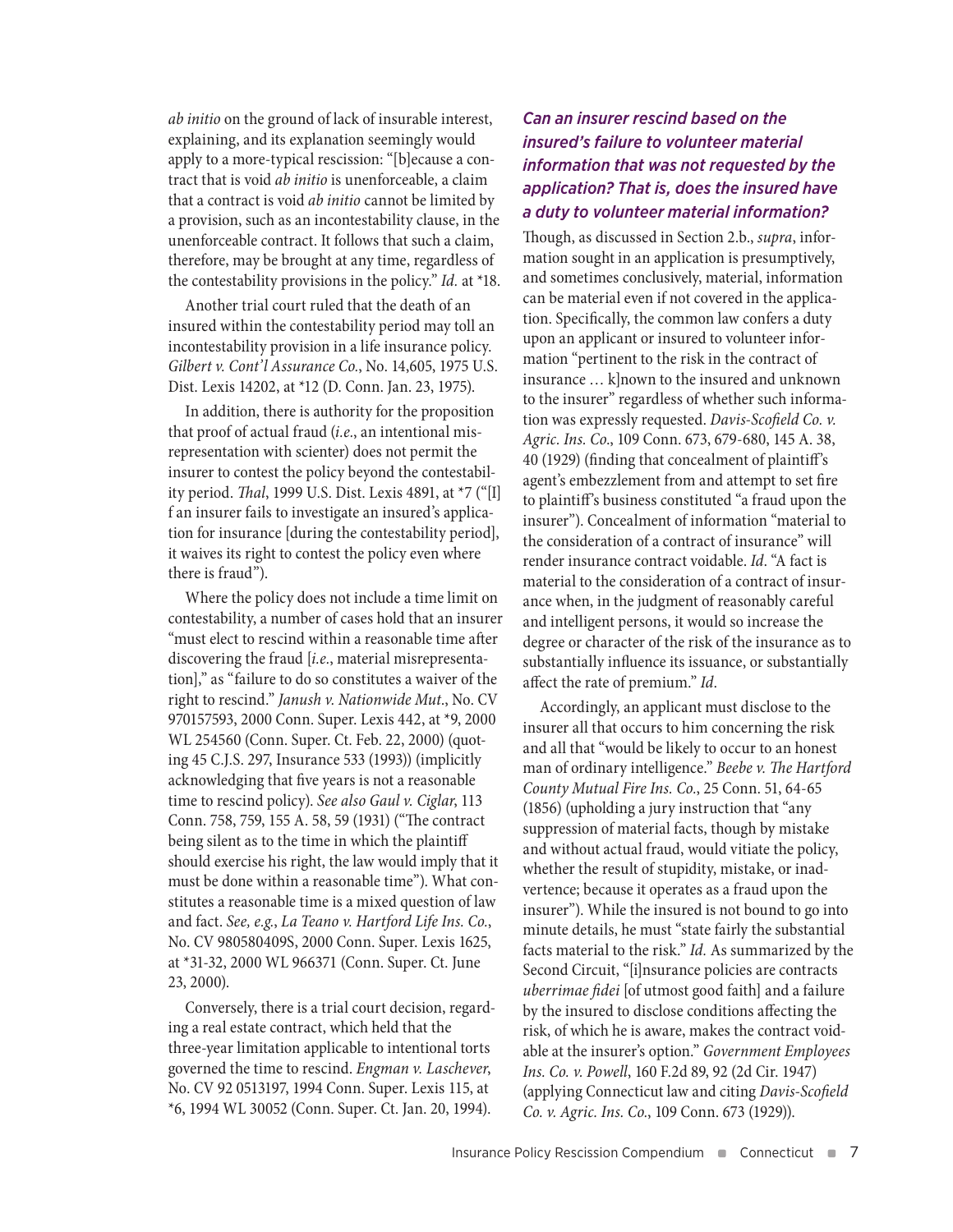*ab initio* on the ground of lack of insurable interest, explaining, and its explanation seemingly would apply to a more-typical rescission: "[b]ecause a contract that is void *ab initio* is unenforceable, a claim that a contract is void *ab initio* cannot be limited by a provision, such as an incontestability clause, in the unenforceable contract. It follows that such a claim, therefore, may be brought at any time, regardless of the contestability provisions in the policy." *Id.* at *18.

Another trial court ruled that the death of an insured within the contestability period may toll an incontestability provision in a life insurance policy. *Gilbert v. Cont'l Assurance Co.*, No. 14,605, 1975 U.S. Dist. Lexis 14202, at *12 (D. Conn. Jan. 23, 1975).

In addition, there is authority for the proposition that proof of actual fraud (*i.e.*, an intentional misrepresentation with scienter) does not permit the insurer to contest the policy beyond the contestability period. *Thal*, 1999 U.S. Dist. Lexis 4891, at *7 ("[I]f an insurer fails to investigate an insured's application for insurance [during the contestability period], it waives its right to contest the policy even where there is fraud").

Where the policy does not include a time limit on contestability, a number of cases hold that an insurer "must elect to rescind within a reasonable time after discovering the fraud [*i.e.*, material misrepresentation]," as "failure to do so constitutes a waiver of the right to rescind." *Janush v. Nationwide Mut.*, No. CV 970157593, 2000 Conn. Super. Lexis 442, at *9, 2000 WL 254560 (Conn. Super. Ct. Feb. 22, 2000) (quoting 45 C.J.S. 297, Insurance 533 (1993)) (implicitly acknowledging that five years is not a reasonable time to rescind policy). *See also Gaul v. Ciglar*, 113 Conn. 758, 759, 155 A. 58, 59 (1931) ("The contract being silent as to the time in which the plaintiff should exercise his right, the law would imply that it must be done within a reasonable time"). What constitutes a reasonable time is a mixed question of law and fact. *See, e.g.*, *La Teano v. Hartford Life Ins. Co.*, No. CV 980580409S, 2000 Conn. Super. Lexis 1625, at *31-32, 2000 WL 966371 (Conn. Super. Ct. June 23, 2000).

Conversely, there is a trial court decision, regarding a real estate contract, which held that the three-year limitation applicable to intentional torts governed the time to rescind. *Engman v. Laschever*, No. CV 92 0513197, 1994 Conn. Super. Lexis 115, at *6, 1994 WL 30052 (Conn. Super. Ct. Jan. 20, 1994).

### *Can an insurer rescind based on the insured's failure to volunteer material information that was not requested by the application? That is, does the insured have a duty to volunteer material information?*

Though, as discussed in Section 2.b., *supra*, information sought in an application is presumptively, and sometimes conclusively, material, information can be material even if not covered in the application. Specifically, the common law confers a duty upon an applicant or insured to volunteer information "pertinent to the risk in the contract of insurance … k]nown to the insured and unknown to the insurer" regardless of whether such information was expressly requested. *Davis-Scofield Co. v. Agric. Ins. Co*., 109 Conn. 673, 679-680, 145 A. 38, 40 (1929) (finding that concealment of plaintiff's agent's embezzlement from and attempt to set fire to plaintiff's business constituted "a fraud upon the insurer"). Concealment of information "material to the consideration of a contract of insurance" will render insurance contract voidable. *Id*. "A fact is material to the consideration of a contract of insurance when, in the judgment of reasonably careful and intelligent persons, it would so increase the degree or character of the risk of the insurance as to substantially influence its issuance, or substantially affect the rate of premium." *Id*.

Accordingly, an applicant must disclose to the insurer all that occurs to him concerning the risk and all that "would be likely to occur to an honest man of ordinary intelligence." *Beebe v. The Hartford County Mutual Fire Ins. Co.*, 25 Conn. 51, 64-65 (1856) (upholding a jury instruction that "any suppression of material facts, though by mistake and without actual fraud, would vitiate the policy, whether the result of stupidity, mistake, or inadvertence; because it operates as a fraud upon the insurer"). While the insured is not bound to go into minute details, he must "state fairly the substantial facts material to the risk." *Id.* As summarized by the Second Circuit, "[i]nsurance policies are contracts *uberrimae fidei* [of utmost good faith] and a failure by the insured to disclose conditions affecting the risk, of which he is aware, makes the contract voidable at the insurer's option." *Government Employees Ins. Co. v. Powell*, 160 F.2d 89, 92 (2d Cir. 1947) (applying Connecticut law and citing *Davis-Scofield Co. v. Agric. Ins. Co.*, 109 Conn. 673 (1929)).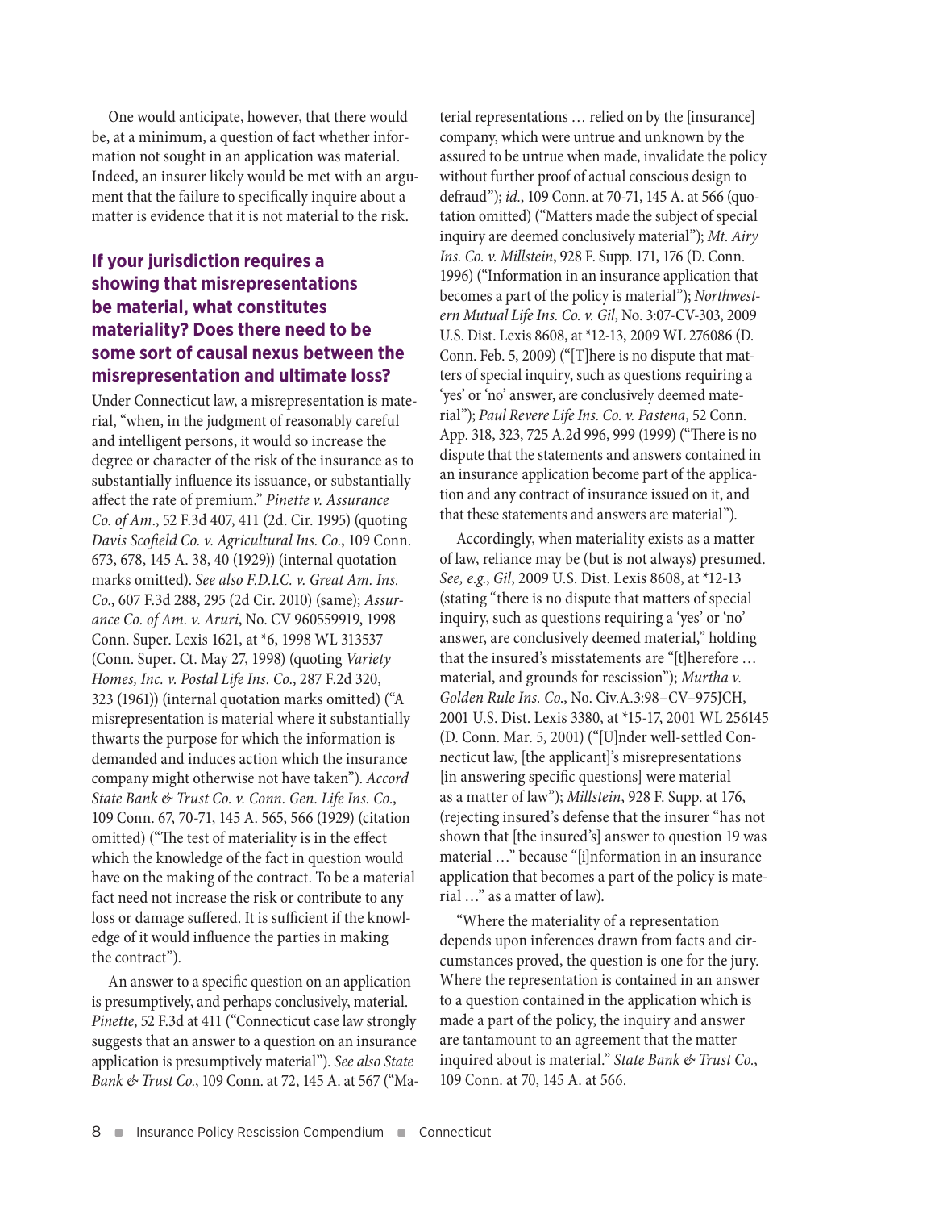One would anticipate, however, that there would be, at a minimum, a question of fact whether information not sought in an application was material. Indeed, an insurer likely would be met with an argument that the failure to specifically inquire about a matter is evidence that it is not material to the risk.

### If your jurisdiction requires a showing that misrepresentations be material, what constitutes materiality? Does there need to be some sort of causal nexus between the misrepresentation and ultimate loss?

Under Connecticut law, a misrepresentation is material, "when, in the judgment of reasonably careful and intelligent persons, it would so increase the degree or character of the risk of the insurance as to substantially influence its issuance, or substantially affect the rate of premium." *Pinette v. Assurance Co. of Am.*, 52 F.3d 407, 411 (2d. Cir. 1995) (quoting *Davis Scofield Co. v. Agricultural Ins. Co.*, 109 Conn. 673, 678, 145 A. 38, 40 (1929)) (internal quotation marks omitted). *See also F.D.I.C. v. Great Am. Ins. Co.*, 607 F.3d 288, 295 (2d Cir. 2010) (same); *Assurance Co. of Am. v. Aruri*, No. CV 960559919, 1998 Conn. Super. Lexis 1621, at *6, 1998 WL 313537 (Conn. Super. Ct. May 27, 1998) (quoting *Variety Homes, Inc. v. Postal Life Ins. Co.*, 287 F.2d 320, 323 (1961)) (internal quotation marks omitted) ("A misrepresentation is material where it substantially thwarts the purpose for which the information is demanded and induces action which the insurance company might otherwise not have taken"). *Accord State Bank & Trust Co. v. Conn. Gen. Life Ins. Co.*, 109 Conn. 67, 70-71, 145 A. 565, 566 (1929) (citation omitted) ("The test of materiality is in the effect which the knowledge of the fact in question would have on the making of the contract. To be a material fact need not increase the risk or contribute to any loss or damage suffered. It is sufficient if the knowledge of it would influence the parties in making the contract").

An answer to a specific question on an application is presumptively, and perhaps conclusively, material. *Pinette*, 52 F.3d at 411 ("Connecticut case law strongly suggests that an answer to a question on an insurance application is presumptively material"). *See also State Bank & Trust Co.*, 109 Conn. at 72, 145 A. at 567 ("Material representations … relied on by the [insurance] company, which were untrue and unknown by the assured to be untrue when made, invalidate the policy without further proof of actual conscious design to defraud"); *id.*, 109 Conn. at 70-71, 145 A. at 566 (quotation omitted) ("Matters made the subject of special inquiry are deemed conclusively material"); *Mt. Airy Ins. Co. v. Millstein*, 928 F. Supp. 171, 176 (D. Conn. 1996) ("Information in an insurance application that becomes a part of the policy is material"); *Northwestern Mutual Life Ins. Co. v. Gil*, No. 3:07-CV-303, 2009 U.S. Dist. Lexis 8608, at *12-13, 2009 WL 276086 (D. Conn. Feb. 5, 2009) ("[T]here is no dispute that matters of special inquiry, such as questions requiring a 'yes' or 'no' answer, are conclusively deemed material"); *Paul Revere Life Ins. Co. v. Pastena*, 52 Conn. App. 318, 323, 725 A.2d 996, 999 (1999) ("There is no dispute that the statements and answers contained in an insurance application become part of the application and any contract of insurance issued on it, and that these statements and answers are material").

Accordingly, when materiality exists as a matter of law, reliance may be (but is not always) presumed. *See, e.g.*, *Gil*, 2009 U.S. Dist. Lexis 8608, at *12-13 (stating "there is no dispute that matters of special inquiry, such as questions requiring a 'yes' or 'no' answer, are conclusively deemed material," holding that the insured's misstatements are "[t]herefore … material, and grounds for rescission"); *Murtha v. Golden Rule Ins. Co.*, No. Civ.A.3:98–CV–975JCH, 2001 U.S. Dist. Lexis 3380, at *15-17, 2001 WL 256145 (D. Conn. Mar. 5, 2001) ("[U]nder well-settled Connecticut law, [the applicant]'s misrepresentations [in answering specific questions] were material as a matter of law"); *Millstein*, 928 F. Supp. at 176, (rejecting insured's defense that the insurer "has not shown that [the insured's] answer to question 19 was material …" because "[i]nformation in an insurance application that becomes a part of the policy is material …" as a matter of law).

"Where the materiality of a representation depends upon inferences drawn from facts and circumstances proved, the question is one for the jury. Where the representation is contained in an answer to a question contained in the application which is made a part of the policy, the inquiry and answer are tantamount to an agreement that the matter inquired about is material." *State Bank & Trust Co.*, 109 Conn. at 70, 145 A. at 566.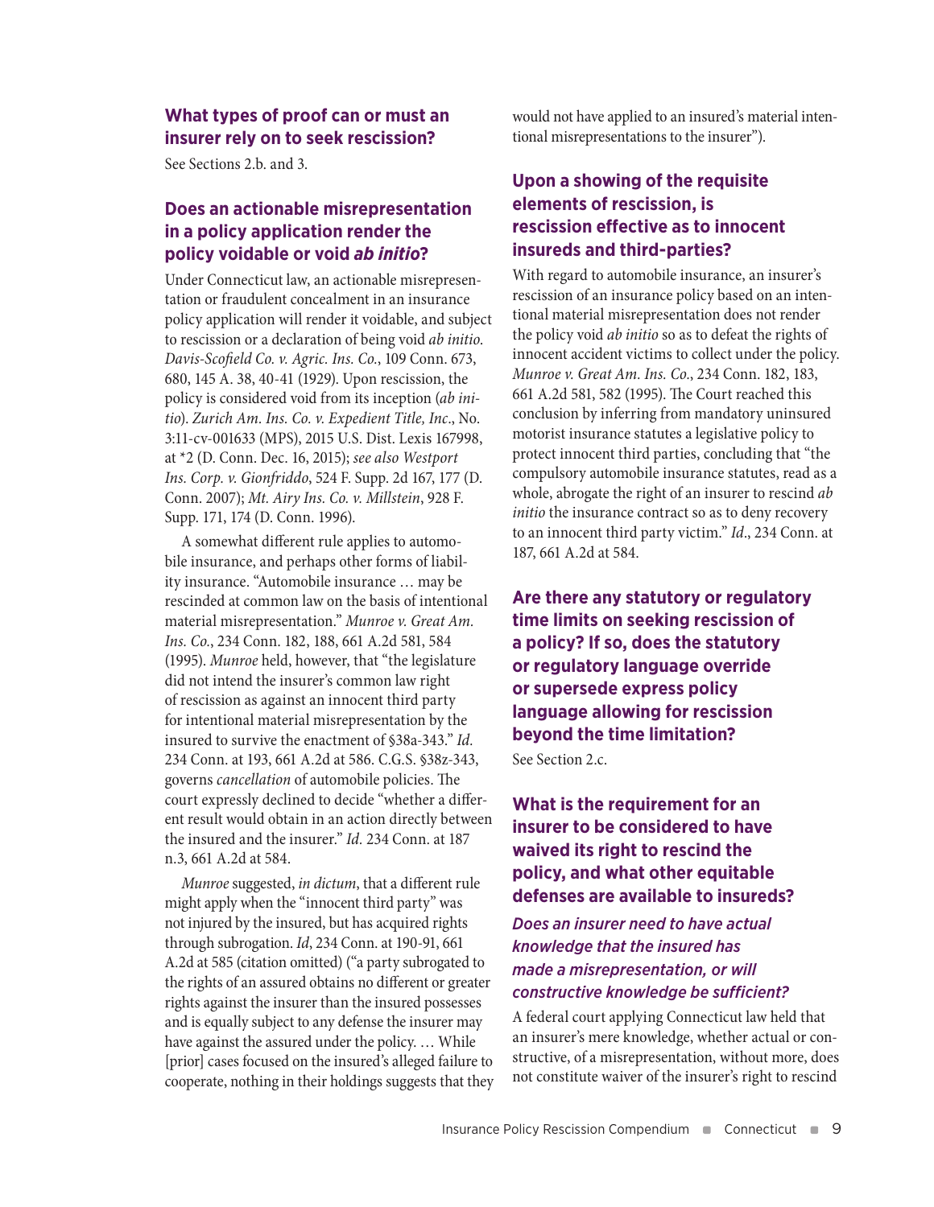### What types of proof can or must an insurer rely on to seek rescission?

See Sections 2.b. and 3.

### Does an actionable misrepresentation in a policy application render the policy voidable or void *ab initio*?

Under Connecticut law, an actionable misrepresentation or fraudulent concealment in an insurance policy application will render it voidable, and subject to rescission or a declaration of being void *ab initio*. *Davis-Scofield Co. v. Agric. Ins. Co.*, 109 Conn. 673, 680, 145 A. 38, 40-41 (1929). Upon rescission, the policy is considered void from its inception (*ab initio*). *Zurich Am. Ins. Co. v. Expedient Title, Inc*., No. 3:11-cv-001633 (MPS), 2015 U.S. Dist. Lexis 167998, at *2 (D. Conn. Dec. 16, 2015); *see also Westport Ins. Corp. v. Gionfriddo*, 524 F. Supp. 2d 167, 177 (D. Conn. 2007); *Mt. Airy Ins. Co. v. Millstein*, 928 F. Supp. 171, 174 (D. Conn. 1996).

A somewhat different rule applies to automobile insurance, and perhaps other forms of liability insurance. "Automobile insurance … may be rescinded at common law on the basis of intentional material misrepresentation." *Munroe v. Great Am. Ins. Co.*, 234 Conn. 182, 188, 661 A.2d 581, 584 (1995). *Munroe* held, however, that "the legislature did not intend the insurer's common law right of rescission as against an innocent third party for intentional material misrepresentation by the insured to survive the enactment of §38a-343." *Id.* 234 Conn. at 193, 661 A.2d at 586. C.G.S. §38z-343, governs *cancellation* of automobile policies. The court expressly declined to decide "whether a different result would obtain in an action directly between the insured and the insurer." *Id.* 234 Conn. at 187 n.3, 661 A.2d at 584.

*Munroe* suggested, *in dictum*, that a different rule might apply when the "innocent third party" was not injured by the insured, but has acquired rights through subrogation. *Id*, 234 Conn. at 190-91, 661 A.2d at 585 (citation omitted) ("a party subrogated to the rights of an assured obtains no different or greater rights against the insurer than the insured possesses and is equally subject to any defense the insurer may have against the assured under the policy. … While [prior] cases focused on the insured's alleged failure to cooperate, nothing in their holdings suggests that they would not have applied to an insured's material intentional misrepresentations to the insurer").

### Upon a showing of the requisite elements of rescission, is rescission effective as to innocent insureds and third-parties?

With regard to automobile insurance, an insurer's rescission of an insurance policy based on an intentional material misrepresentation does not render the policy void *ab initio* so as to defeat the rights of innocent accident victims to collect under the policy. *Munroe v. Great Am. Ins. Co.*, 234 Conn. 182, 183, 661 A.2d 581, 582 (1995). The Court reached this conclusion by inferring from mandatory uninsured motorist insurance statutes a legislative policy to protect innocent third parties, concluding that "the compulsory automobile insurance statutes, read as a whole, abrogate the right of an insurer to rescind *ab initio* the insurance contract so as to deny recovery to an innocent third party victim." *Id*., 234 Conn. at 187, 661 A.2d at 584.

### Are there any statutory or regulatory time limits on seeking rescission of a policy? If so, does the statutory or regulatory language override or supersede express policy language allowing for rescission beyond the time limitation?

See Section 2.c.

### What is the requirement for an insurer to be considered to have waived its right to rescind the policy, and what other equitable defenses are available to insureds?

#### *Does an insurer need to have actual knowledge that the insured has made a misrepresentation, or will constructive knowledge be sufficient?*

A federal court applying Connecticut law held that an insurer's mere knowledge, whether actual or constructive, of a misrepresentation, without more, does not constitute waiver of the insurer's right to rescind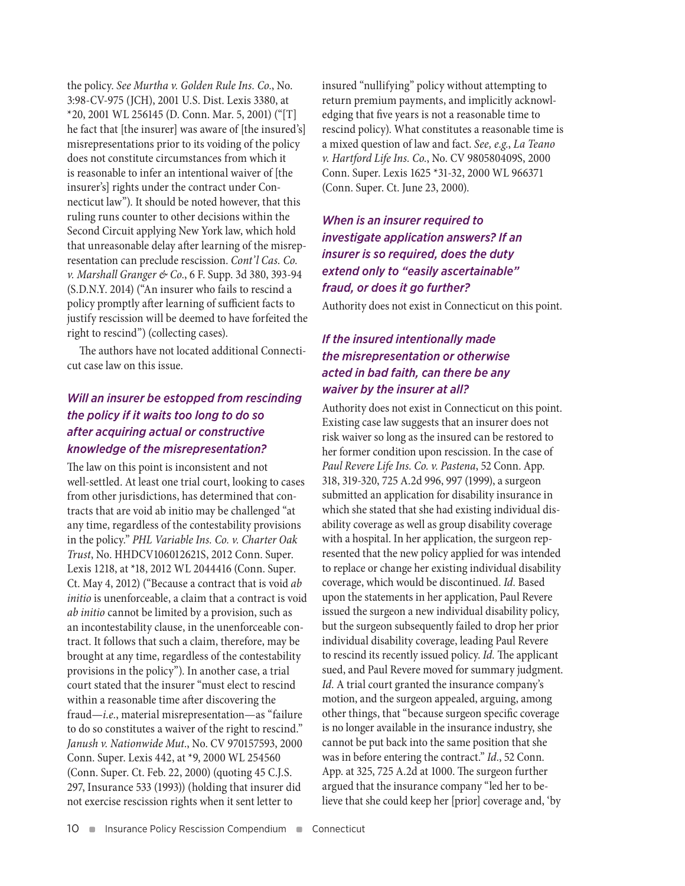the policy. *See Murtha v. Golden Rule Ins. Co.*, No. 3:98-CV-975 (JCH), 2001 U.S. Dist. Lexis 3380, at *20, 2001 WL 256145 (D. Conn. Mar. 5, 2001) ("[T]he fact that [the insurer] was aware of [the insured's] misrepresentations prior to its voiding of the policy does not constitute circumstances from which it is reasonable to infer an intentional waiver of [the insurer's] rights under the contract under Connecticut law"). It should be noted however, that this ruling runs counter to other decisions within the Second Circuit applying New York law, which hold that unreasonable delay after learning of the misrepresentation can preclude rescission. *Cont'l Cas. Co. v. Marshall Granger & Co.*, 6 F. Supp. 3d 380, 393-94 (S.D.N.Y. 2014) ("An insurer who fails to rescind a policy promptly after learning of sufficient facts to justify rescission will be deemed to have forfeited the right to rescind") (collecting cases).

The authors have not located additional Connecticut case law on this issue.

### *Will an insurer be estopped from rescinding the policy if it waits too long to do so after acquiring actual or constructive knowledge of the misrepresentation?*

The law on this point is inconsistent and not well-settled. At least one trial court, looking to cases from other jurisdictions, has determined that contracts that are void ab initio may be challenged "at any time, regardless of the contestability provisions in the policy." *PHL Variable Ins. Co. v. Charter Oak Trust*, No. HHDCV106012621S, 2012 Conn. Super. Lexis 1218, at *18, 2012 WL 2044416 (Conn. Super. Ct. May 4, 2012) ("Because a contract that is void *ab initio* is unenforceable, a claim that a contract is void *ab initio* cannot be limited by a provision, such as an incontestability clause, in the unenforceable contract. It follows that such a claim, therefore, may be brought at any time, regardless of the contestability provisions in the policy"). In another case, a trial court stated that the insurer "must elect to rescind within a reasonable time after discovering the fraud—*i.e.*, material misrepresentation—as "failure to do so constitutes a waiver of the right to rescind." *Janush v. Nationwide Mut.*, No. CV 970157593, 2000 Conn. Super. Lexis 442, at *9, 2000 WL 254560 (Conn. Super. Ct. Feb. 22, 2000) (quoting 45 C.J.S. 297, Insurance 533 (1993)) (holding that insurer did not exercise rescission rights when it sent letter to insured "nullifying" policy without attempting to return premium payments, and implicitly acknowledging that five years is not a reasonable time to rescind policy). What constitutes a reasonable time is a mixed question of law and fact. *See, e.g., La Teano v. Hartford Life Ins. Co.*, No. CV 980580409S, 2000 Conn. Super. Lexis 1625 *31-32, 2000 WL 966371 (Conn. Super. Ct. June 23, 2000).

### *When is an insurer required to investigate application answers? If an insurer is so required, does the duty extend only to "easily ascertainable" fraud, or does it go further?*

Authority does not exist in Connecticut on this point.

### *If the insured intentionally made the misrepresentation or otherwise acted in bad faith, can there be any waiver by the insurer at all?*

Authority does not exist in Connecticut on this point. Existing case law suggests that an insurer does not risk waiver so long as the insured can be restored to her former condition upon rescission. In the case of *Paul Revere Life Ins. Co. v. Pastena*, 52 Conn. App. 318, 319-320, 725 A.2d 996, 997 (1999), a surgeon submitted an application for disability insurance in which she stated that she had existing individual disability coverage as well as group disability coverage with a hospital. In her application, the surgeon represented that the new policy applied for was intended to replace or change her existing individual disability coverage, which would be discontinued. *Id.* Based upon the statements in her application, Paul Revere issued the surgeon a new individual disability policy, but the surgeon subsequently failed to drop her prior individual disability coverage, leading Paul Revere to rescind its recently issued policy. *Id.* The applicant sued, and Paul Revere moved for summary judgment. *Id.* A trial court granted the insurance company's motion, and the surgeon appealed, arguing, among other things, that "because surgeon specific coverage is no longer available in the insurance industry, she cannot be put back into the same position that she was in before entering the contract." *Id.*, 52 Conn. App. at 325, 725 A.2d at 1000. The surgeon further argued that the insurance company "led her to believe that she could keep her [prior] coverage and, 'by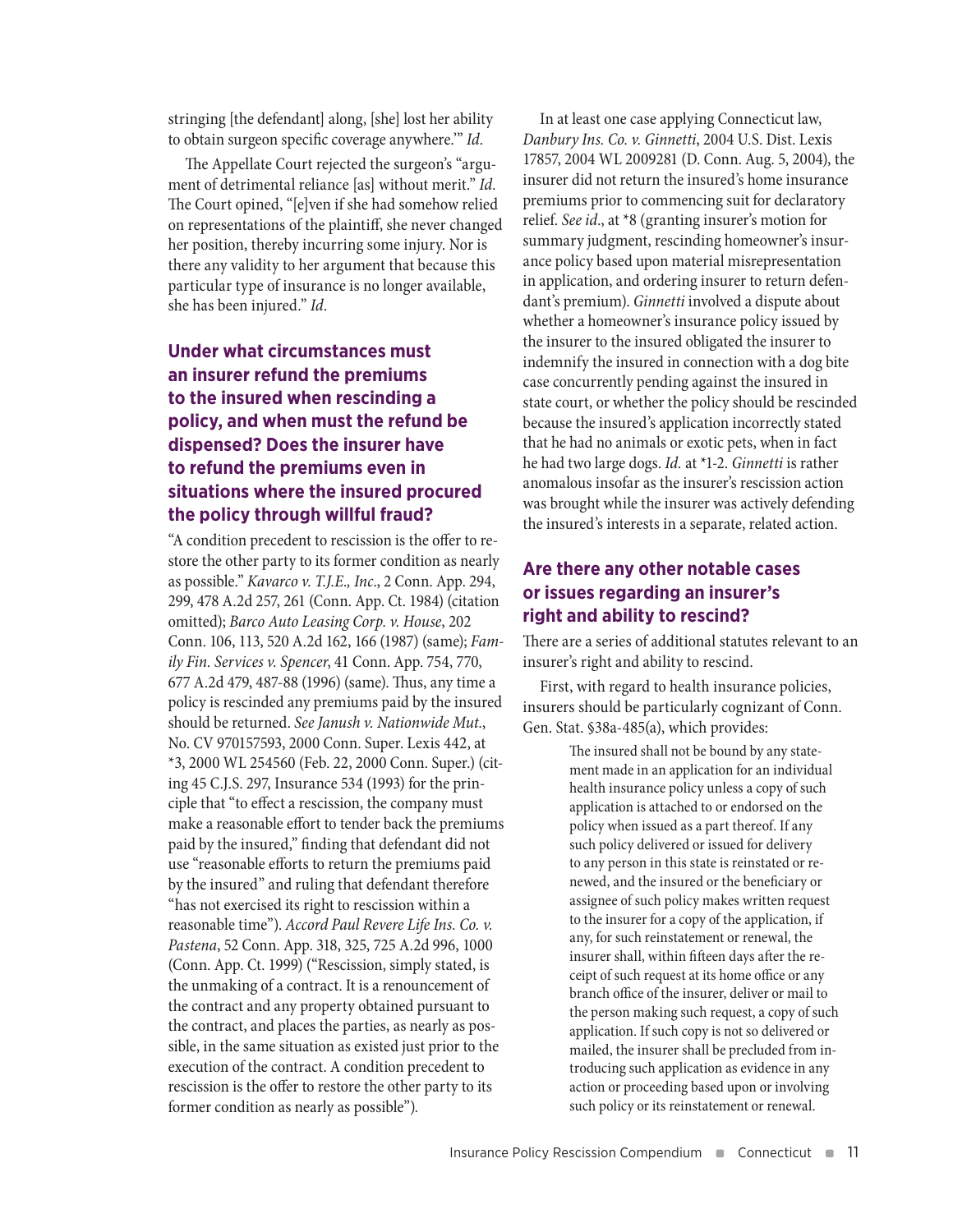stringing [the defendant] along, [she] lost her ability to obtain surgeon specific coverage anywhere.'" *Id.*

The Appellate Court rejected the surgeon's "argument of detrimental reliance [as] without merit." *Id.* The Court opined, "[e]ven if she had somehow relied on representations of the plaintiff, she never changed her position, thereby incurring some injury. Nor is there any validity to her argument that because this particular type of insurance is no longer available, she has been injured." *Id.*

### Under what circumstances must an insurer refund the premiums to the insured when rescinding a policy, and when must the refund be dispensed? Does the insurer have to refund the premiums even in situations where the insured procured the policy through willful fraud?

"A condition precedent to rescission is the offer to restore the other party to its former condition as nearly as possible." *Kavarco v. T.J.E., Inc.*, 2 Conn. App. 294, 299, 478 A.2d 257, 261 (Conn. App. Ct. 1984) (citation omitted); *Barco Auto Leasing Corp. v. House*, 202 Conn. 106, 113, 520 A.2d 162, 166 (1987) (same); *Family Fin. Services v. Spencer*, 41 Conn. App. 754, 770, 677 A.2d 479, 487-88 (1996) (same). Thus, any time a policy is rescinded any premiums paid by the insured should be returned. *See Janush v. Nationwide Mut.*, No. CV 970157593, 2000 Conn. Super. Lexis 442, at *3, 2000 WL 254560 (Feb. 22, 2000 Conn. Super.) (citing 45 C.J.S. 297, Insurance 534 (1993) for the principle that "to effect a rescission, the company must make a reasonable effort to tender back the premiums paid by the insured," finding that defendant did not use "reasonable efforts to return the premiums paid by the insured" and ruling that defendant therefore "has not exercised its right to rescission within a reasonable time"). *Accord Paul Revere Life Ins. Co. v. Pastena*, 52 Conn. App. 318, 325, 725 A.2d 996, 1000 (Conn. App. Ct. 1999) ("Rescission, simply stated, is the unmaking of a contract. It is a renouncement of the contract and any property obtained pursuant to the contract, and places the parties, as nearly as possible, in the same situation as existed just prior to the execution of the contract. A condition precedent to rescission is the offer to restore the other party to its former condition as nearly as possible").

In at least one case applying Connecticut law, *Danbury Ins. Co. v. Ginnetti*, 2004 U.S. Dist. Lexis 17857, 2004 WL 2009281 (D. Conn. Aug. 5, 2004), the insurer did not return the insured's home insurance premiums prior to commencing suit for declaratory relief. *See id.*, at *8 (granting insurer's motion for summary judgment, rescinding homeowner's insurance policy based upon material misrepresentation in application, and ordering insurer to return defendant's premium). *Ginnetti* involved a dispute about whether a homeowner's insurance policy issued by the insurer to the insured obligated the insurer to indemnify the insured in connection with a dog bite case concurrently pending against the insured in state court, or whether the policy should be rescinded because the insured's application incorrectly stated that he had no animals or exotic pets, when in fact he had two large dogs. *Id.* at *1-2. *Ginnetti* is rather anomalous insofar as the insurer's rescission action was brought while the insurer was actively defending the insured's interests in a separate, related action.

### Are there any other notable cases or issues regarding an insurer's right and ability to rescind?

There are a series of additional statutes relevant to an insurer's right and ability to rescind.

First, with regard to health insurance policies, insurers should be particularly cognizant of Conn. Gen. Stat. §38a-485(a), which provides:

> The insured shall not be bound by any statement made in an application for an individual health insurance policy unless a copy of such application is attached to or endorsed on the policy when issued as a part thereof. If any such policy delivered or issued for delivery to any person in this state is reinstated or renewed, and the insured or the beneficiary or assignee of such policy makes written request to the insurer for a copy of the application, if any, for such reinstatement or renewal, the insurer shall, within fifteen days after the receipt of such request at its home office or any branch office of the insurer, deliver or mail to the person making such request, a copy of such application. If such copy is not so delivered or mailed, the insurer shall be precluded from introducing such application as evidence in any action or proceeding based upon or involving such policy or its reinstatement or renewal.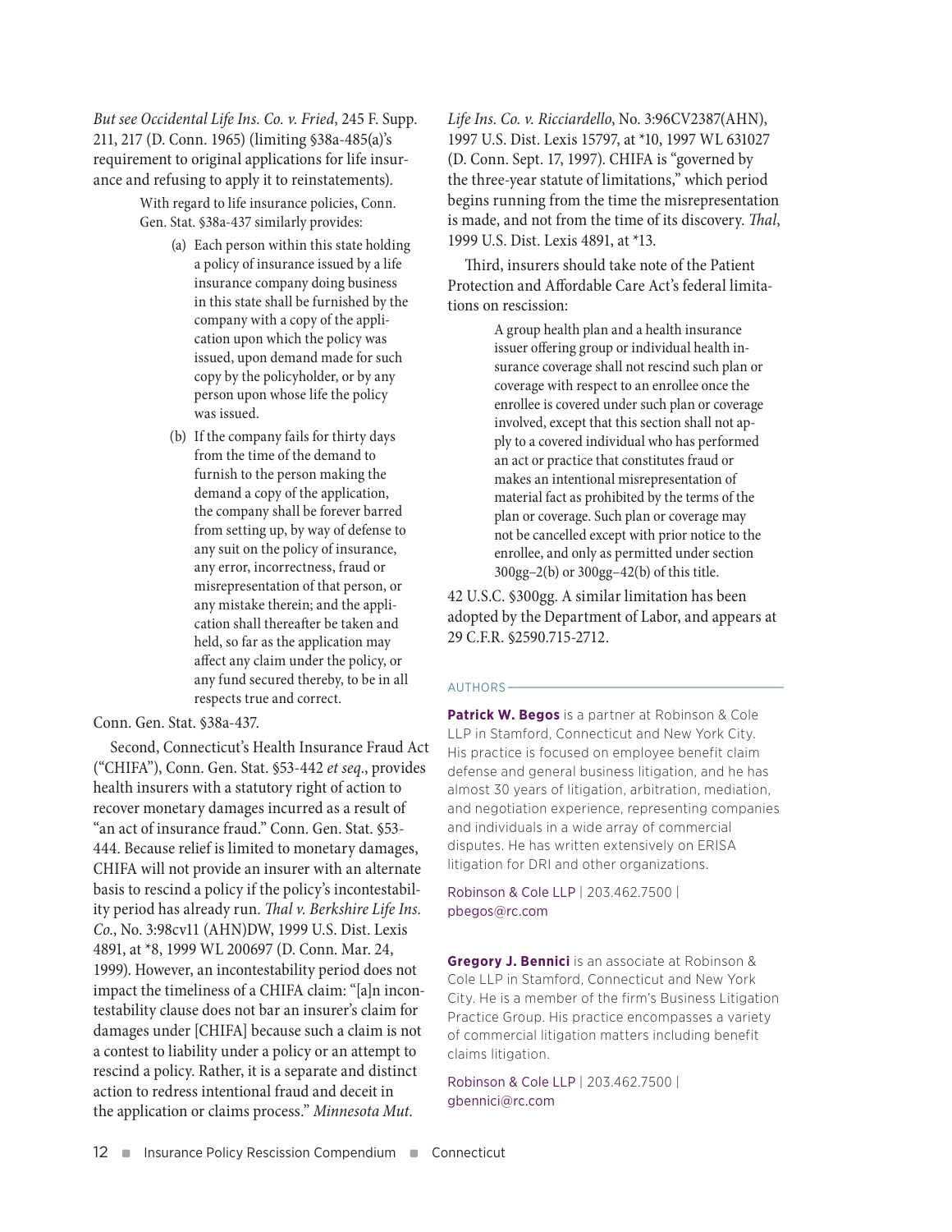*But see Occidental Life Ins. Co. v. Fried*, 245 F. Supp. 211, 217 (D. Conn. 1965) (limiting §38a-485(a)'s requirement to original applications for life insurance and refusing to apply it to reinstatements).

With regard to life insurance policies, Conn. Gen. Stat. §38a-437 similarly provides:

> (a) Each person within this state holding a policy of insurance issued by a life insurance company doing business in this state shall be furnished by the company with a copy of the application upon which the policy was issued, upon demand made for such copy by the policyholder, or by any person upon whose life the policy was issued.
>
> (b) If the company fails for thirty days from the time of the demand to furnish to the person making the demand a copy of the application, the company shall be forever barred from setting up, by way of defense to any suit on the policy of insurance, any error, incorrectness, fraud or misrepresentation of that person, or any mistake therein; and the application shall thereafter be taken and held, so far as the application may affect any claim under the policy, or any fund secured thereby, to be in all respects true and correct.

Conn. Gen. Stat. §38a-437.

Second, Connecticut's Health Insurance Fraud Act ("CHIFA"), Conn. Gen. Stat. §53-442 *et seq*., provides health insurers with a statutory right of action to recover monetary damages incurred as a result of "an act of insurance fraud." Conn. Gen. Stat. §53-444. Because relief is limited to monetary damages, CHIFA will not provide an insurer with an alternate basis to rescind a policy if the policy's incontestability period has already run. *Thal v. Berkshire Life Ins. Co.*, No. 3:98cv11 (AHN)DW, 1999 U.S. Dist. Lexis 4891, at *8, 1999 WL 200697 (D. Conn. Mar. 24, 1999). However, an incontestability period does not impact the timeliness of a CHIFA claim: "[a]n incontestability clause does not bar an insurer's claim for damages under [CHIFA] because such a claim is not a contest to liability under a policy or an attempt to rescind a policy. Rather, it is a separate and distinct action to redress intentional fraud and deceit in the application or claims process." *Minnesota Mut. Life Ins. Co. v. Ricciardello*, No. 3:96CV2387(AHN), 1997 U.S. Dist. Lexis 15797, at *10, 1997 WL 631027 (D. Conn. Sept. 17, 1997). CHIFA is "governed by the three-year statute of limitations," which period begins running from the time the misrepresentation is made, and not from the time of its discovery. *Thal*, 1999 U.S. Dist. Lexis 4891, at *13.

Third, insurers should take note of the Patient Protection and Affordable Care Act's federal limitations on rescission:

> A group health plan and a health insurance issuer offering group or individual health insurance coverage shall not rescind such plan or coverage with respect to an enrollee once the enrollee is covered under such plan or coverage involved, except that this section shall not apply to a covered individual who has performed an act or practice that constitutes fraud or makes an intentional misrepresentation of material fact as prohibited by the terms of the plan or coverage. Such plan or coverage may not be cancelled except with prior notice to the enrollee, and only as permitted under section 300gg–2(b) or 300gg–42(b) of this title.

42 U.S.C. §300gg. A similar limitation has been adopted by the Department of Labor, and appears at 29 C.F.R. §2590.715-2712.

## AUTHORS

**Patrick W. Begos** is a partner at Robinson & Cole LLP in Stamford, Connecticut and New York City. His practice is focused on employee benefit claim defense and general business litigation, and he has almost 30 years of litigation, arbitration, mediation, and negotiation experience, representing companies and individuals in a wide array of commercial disputes. He has written extensively on ERISA litigation for DRI and other organizations.

Robinson & Cole LLP | 203.462.7500 | pbegos@rc.com

**Gregory J. Bennici** is an associate at Robinson & Cole LLP in Stamford, Connecticut and New York City. He is a member of the firm's Business Litigation Practice Group. His practice encompasses a variety of commercial litigation matters including benefit claims litigation.

Robinson & Cole LLP | 203.462.7500 | gbennici@rc.com